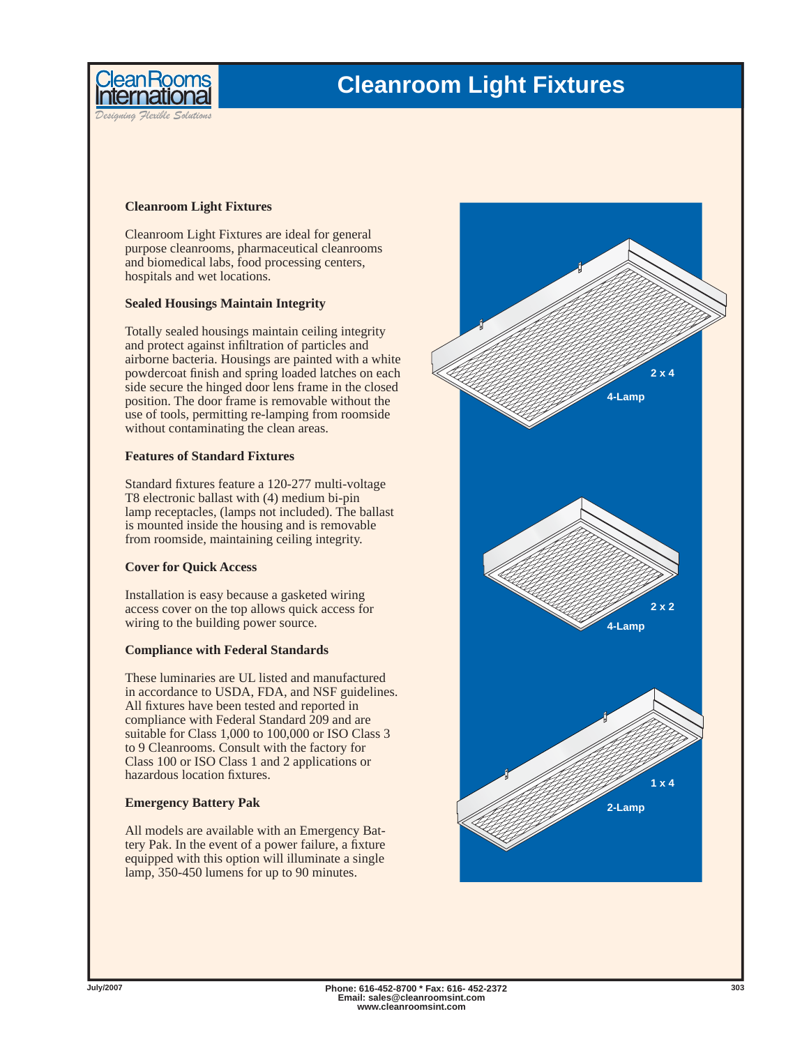# Cleanroom Light Fixtures

## Cleanroom Light Fixtures

Cleanroom Light Fixtures are ideal for general purpose cleanrooms, pharmaceutical cleanrooms and biomedical labs, food processing centers, hospitals and wet locations.

### Sealed Housings Maintain Integrity

Totally sealed housings maintain ceiling integrity and protect against infiltration of particles and airborne bacteria. Housings are painted with a white powdercoat finish and spring loaded latches on each side secure the hinged door lens frame in the closed position. The door frame is removable without the use of tools, permitting re-lamping from roomside without contaminating the clean areas.

### Features of Standard Fixtures

Standard fixtures feature a 120-277 multi-voltage T8 electronic ballast with (4) medium bi-pin lamp receptacles, (lamps not included). The ballast is mounted inside the housing and is removable from roomside, maintaining ceiling integrity.

### Cover for Quick Access

Installation is easy because a gasketed wiring access cover on the top allows quick access for wiring to the building power source.

### Compliance with Federal Standards

These luminaries are UL listed and manufactured in accordance to USDA, FDA, and NSF guidelines. All fixtures have been tested and reported in compliance with Federal Standard 209 and are suitable for Class 1,000 to 100,000 or ISO Class 3 to 9 Cleanrooms. Consult with the factory for Class 100 or ISO Class 1 and 2 applications or hazardous location fixtures.

### Emergency Battery Pak

All models are available with an Emergency Battery Pak. In the event of a power failure, a fixture equipped with this option will illuminate a single lamp, 350-450 lumens for up to 90 minutes.

2 x 4
4-Lamp

2 x 2
4-Lamp

1 x 4
2-Lamp

July/2007

Phone: 616-452-8700 * Fax: 616- 452-2372
Email: sales@cleanroomsint.com
www.cleanroomsint.com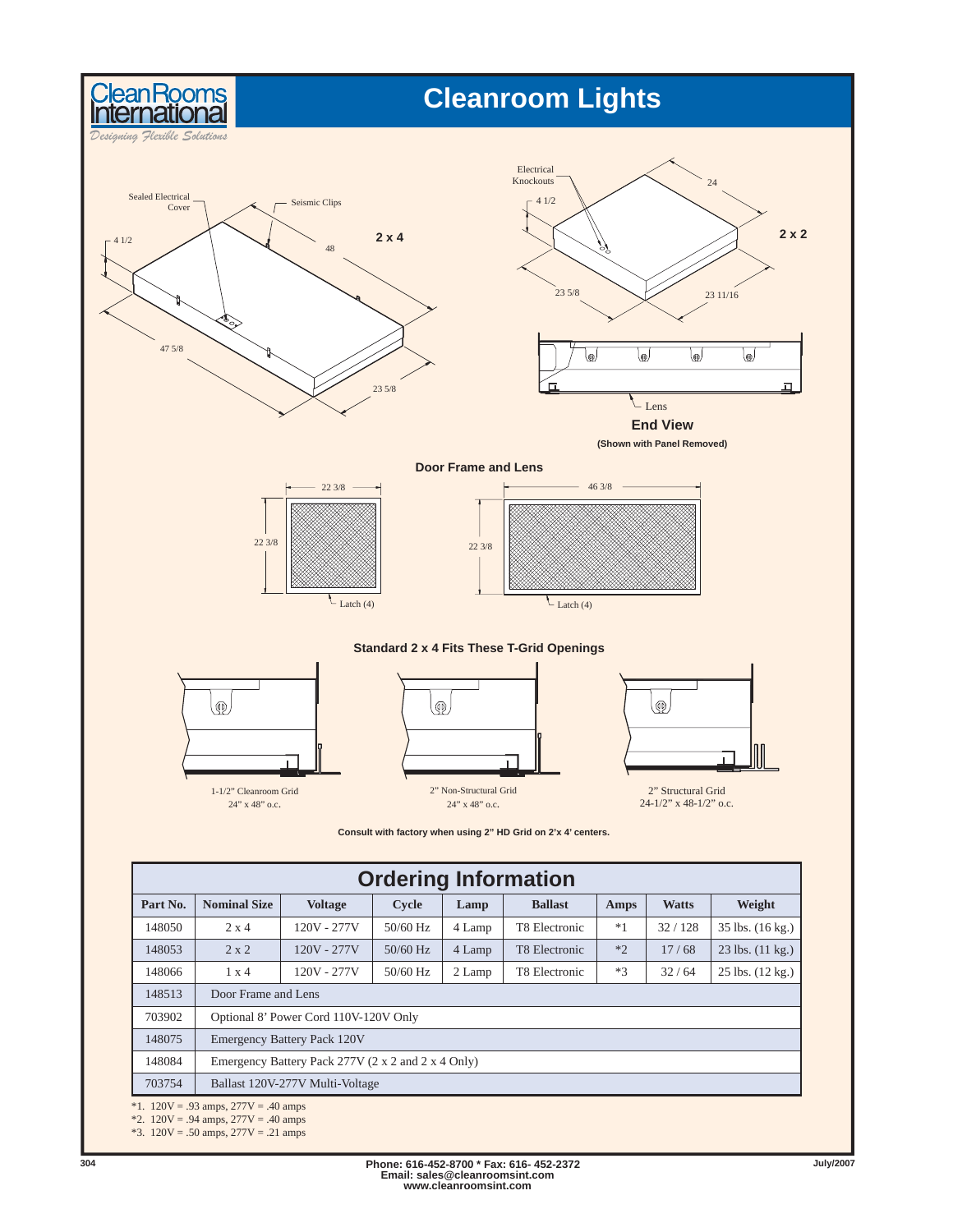# Cleanroom Lights

Clean Rooms International
*Designing Flexible Solutions*

Sealed Electrical Cover

Seismic Clips

4 1/2

48

2 x 4

47 5/8

23 5/8

Electrical Knockouts

4 1/2

24

2 x 2

23 5/8

23 11/16

Lens

**End View**

**(Shown with Panel Removed)**

**Door Frame and Lens**

22 3/8

22 3/8

Latch (4)

46 3/8

22 3/8

Latch (4)

**Standard 2 x 4 Fits These T-Grid Openings**

1-1/2" Cleanroom Grid
24" x 48" o.c.

2" Non-Structural Grid
24" x 48" o.c.

2" Structural Grid
24-1/2" x 48-1/2" o.c.

**Consult with factory when using 2" HD Grid on 2'x 4' centers.**

## Ordering Information

| Part No. | Nominal Size | Voltage | Cycle | Lamp | Ballast | Amps | Watts | Weight |
|---|---|---|---|---|---|---|---|---|
| 148050 | 2 x 4 | 120V - 277V | 50/60 Hz | 4 Lamp | T8 Electronic | *1 | 32 / 128 | 35 lbs. (16 kg.) |
| 148053 | 2 x 2 | 120V - 277V | 50/60 Hz | 4 Lamp | T8 Electronic | *2 | 17 / 68 | 23 lbs. (11 kg.) |
| 148066 | 1 x 4 | 120V - 277V | 50/60 Hz | 2 Lamp | T8 Electronic | *3 | 32 / 64 | 25 lbs. (12 kg.) |
| 148513 | Door Frame and Lens | | | | | | | |
| 703902 | Optional 8' Power Cord 110V-120V Only | | | | | | | |
| 148075 | Emergency Battery Pack 120V | | | | | | | |
| 148084 | Emergency Battery Pack 277V (2 x 2 and 2 x 4 Only) | | | | | | | |
| 703754 | Ballast 120V-277V Multi-Voltage | | | | | | | |

*1. 120V = .93 amps, 277V = .40 amps
*2. 120V = .94 amps, 277V = .40 amps
*3. 120V = .50 amps, 277V = .21 amps

**Phone: 616-452-8700 * Fax: 616- 452-2372**
**Email: sales@cleanroomsint.com**
**www.cleanroomsint.com**

July/2007